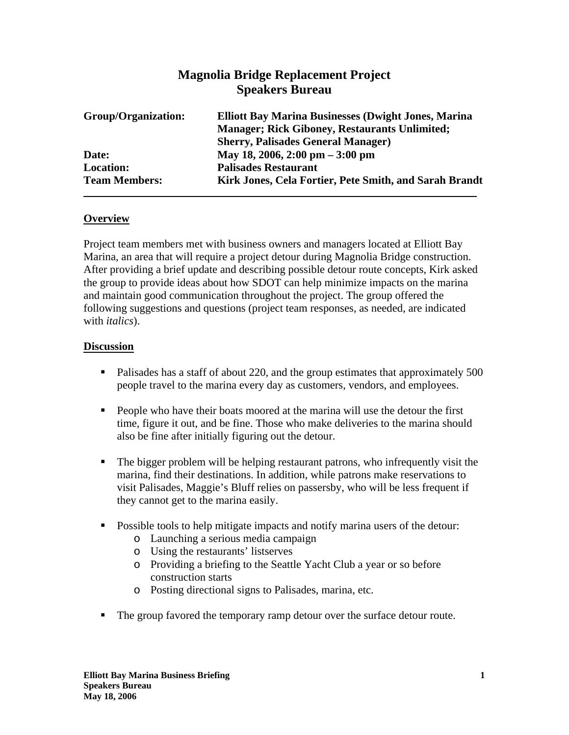# Magnolia Bridge Replacement Project
# Speakers Bureau

| | |
|---|---|
| **Group/Organization:** | **Elliott Bay Marina Businesses (Dwight Jones, Marina Manager; Rick Giboney, Restaurants Unlimited; Sherry, Palisades General Manager)** |
| **Date:** | **May 18, 2006, 2:00 pm – 3:00 pm** |
| **Location:** | **Palisades Restaurant** |
| **Team Members:** | **Kirk Jones, Cela Fortier, Pete Smith, and Sarah Brandt** |

---

## Overview

Project team members met with business owners and managers located at Elliott Bay Marina, an area that will require a project detour during Magnolia Bridge construction. After providing a brief update and describing possible detour route concepts, Kirk asked the group to provide ideas about how SDOT can help minimize impacts on the marina and maintain good communication throughout the project. The group offered the following suggestions and questions (project team responses, as needed, are indicated with *italics*).

## Discussion

- Palisades has a staff of about 220, and the group estimates that approximately 500 people travel to the marina every day as customers, vendors, and employees.
- People who have their boats moored at the marina will use the detour the first time, figure it out, and be fine. Those who make deliveries to the marina should also be fine after initially figuring out the detour.
- The bigger problem will be helping restaurant patrons, who infrequently visit the marina, find their destinations. In addition, while patrons make reservations to visit Palisades, Maggie's Bluff relies on passersby, who will be less frequent if they cannot get to the marina easily.
- Possible tools to help mitigate impacts and notify marina users of the detour:
  - Launching a serious media campaign
  - Using the restaurants' listserves
  - Providing a briefing to the Seattle Yacht Club a year or so before construction starts
  - Posting directional signs to Palisades, marina, etc.
- The group favored the temporary ramp detour over the surface detour route.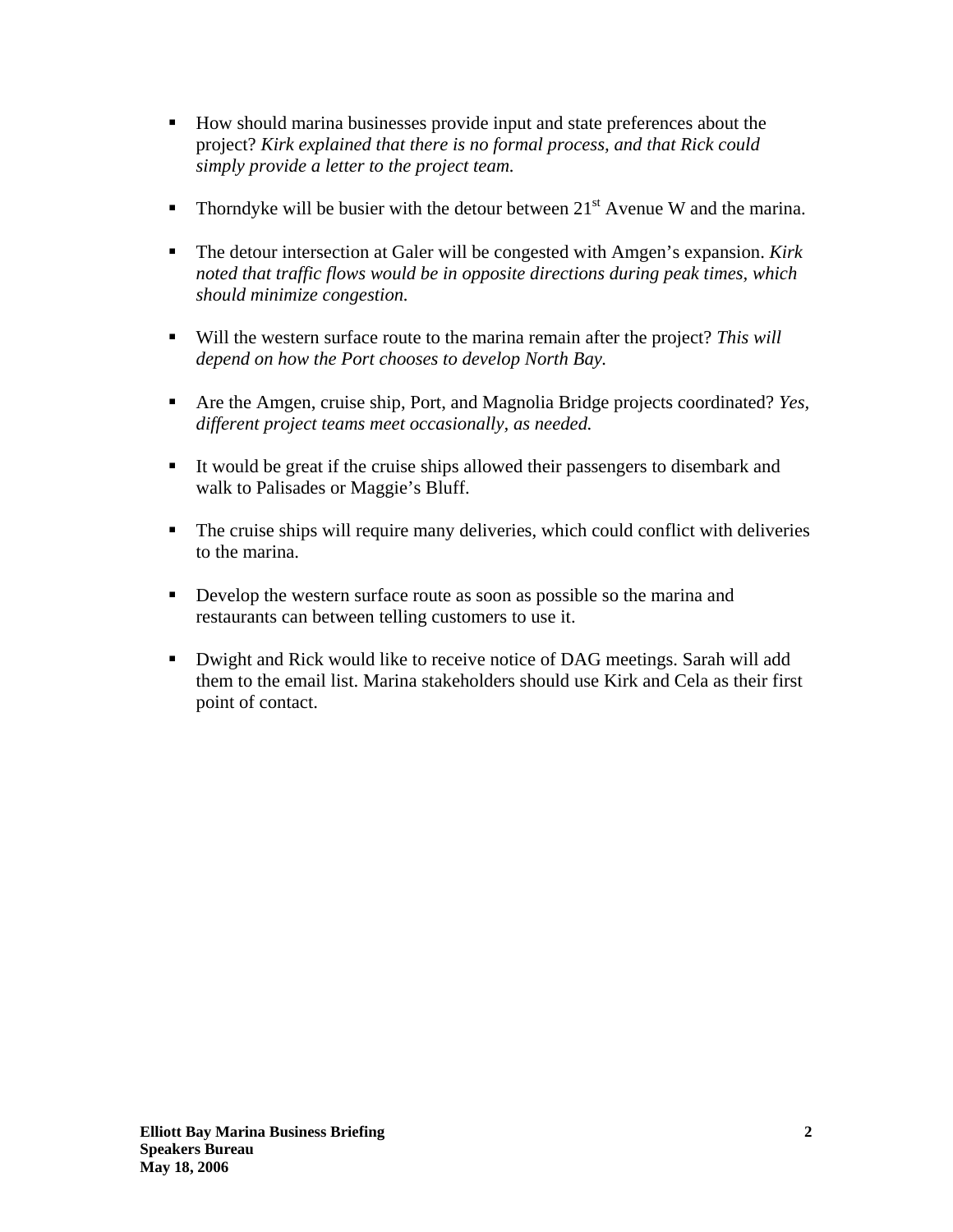- How should marina businesses provide input and state preferences about the project? *Kirk explained that there is no formal process, and that Rick could simply provide a letter to the project team.*

- Thorndyke will be busier with the detour between 21st Avenue W and the marina.

- The detour intersection at Galer will be congested with Amgen's expansion. *Kirk noted that traffic flows would be in opposite directions during peak times, which should minimize congestion.*

- Will the western surface route to the marina remain after the project? *This will depend on how the Port chooses to develop North Bay.*

- Are the Amgen, cruise ship, Port, and Magnolia Bridge projects coordinated? *Yes, different project teams meet occasionally, as needed.*

- It would be great if the cruise ships allowed their passengers to disembark and walk to Palisades or Maggie's Bluff.

- The cruise ships will require many deliveries, which could conflict with deliveries to the marina.

- Develop the western surface route as soon as possible so the marina and restaurants can between telling customers to use it.

- Dwight and Rick would like to receive notice of DAG meetings. Sarah will add them to the email list. Marina stakeholders should use Kirk and Cela as their first point of contact.